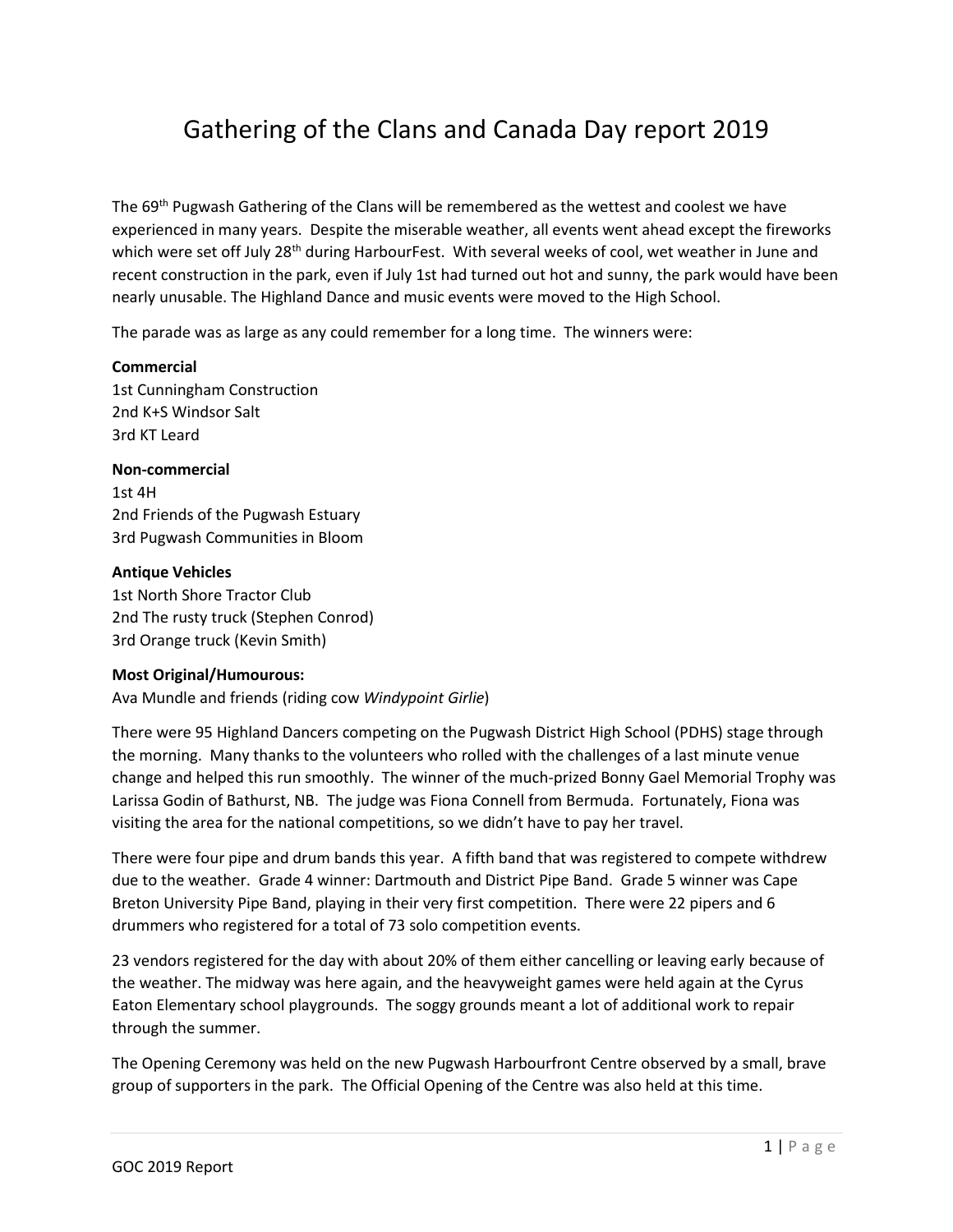# Gathering of the Clans and Canada Day report 2019

The 69th Pugwash Gathering of the Clans will be remembered as the wettest and coolest we have experienced in many years. Despite the miserable weather, all events went ahead except the fireworks which were set off July 28th during HarbourFest. With several weeks of cool, wet weather in June and recent construction in the park, even if July 1st had turned out hot and sunny, the park would have been nearly unusable. The Highland Dance and music events were moved to the High School.

The parade was as large as any could remember for a long time. The winners were:

**Commercial**
1st Cunningham Construction
2nd K+S Windsor Salt
3rd KT Leard

**Non-commercial**
1st 4H
2nd Friends of the Pugwash Estuary
3rd Pugwash Communities in Bloom

**Antique Vehicles**
1st North Shore Tractor Club
2nd The rusty truck (Stephen Conrod)
3rd Orange truck (Kevin Smith)

**Most Original/Humourous:**
Ava Mundle and friends (riding cow *Windypoint Girlie*)

There were 95 Highland Dancers competing on the Pugwash District High School (PDHS) stage through the morning. Many thanks to the volunteers who rolled with the challenges of a last minute venue change and helped this run smoothly. The winner of the much-prized Bonny Gael Memorial Trophy was Larissa Godin of Bathurst, NB. The judge was Fiona Connell from Bermuda. Fortunately, Fiona was visiting the area for the national competitions, so we didn't have to pay her travel.

There were four pipe and drum bands this year. A fifth band that was registered to compete withdrew due to the weather. Grade 4 winner: Dartmouth and District Pipe Band. Grade 5 winner was Cape Breton University Pipe Band, playing in their very first competition. There were 22 pipers and 6 drummers who registered for a total of 73 solo competition events.

23 vendors registered for the day with about 20% of them either cancelling or leaving early because of the weather. The midway was here again, and the heavyweight games were held again at the Cyrus Eaton Elementary school playgrounds. The soggy grounds meant a lot of additional work to repair through the summer.

The Opening Ceremony was held on the new Pugwash Harbourfront Centre observed by a small, brave group of supporters in the park. The Official Opening of the Centre was also held at this time.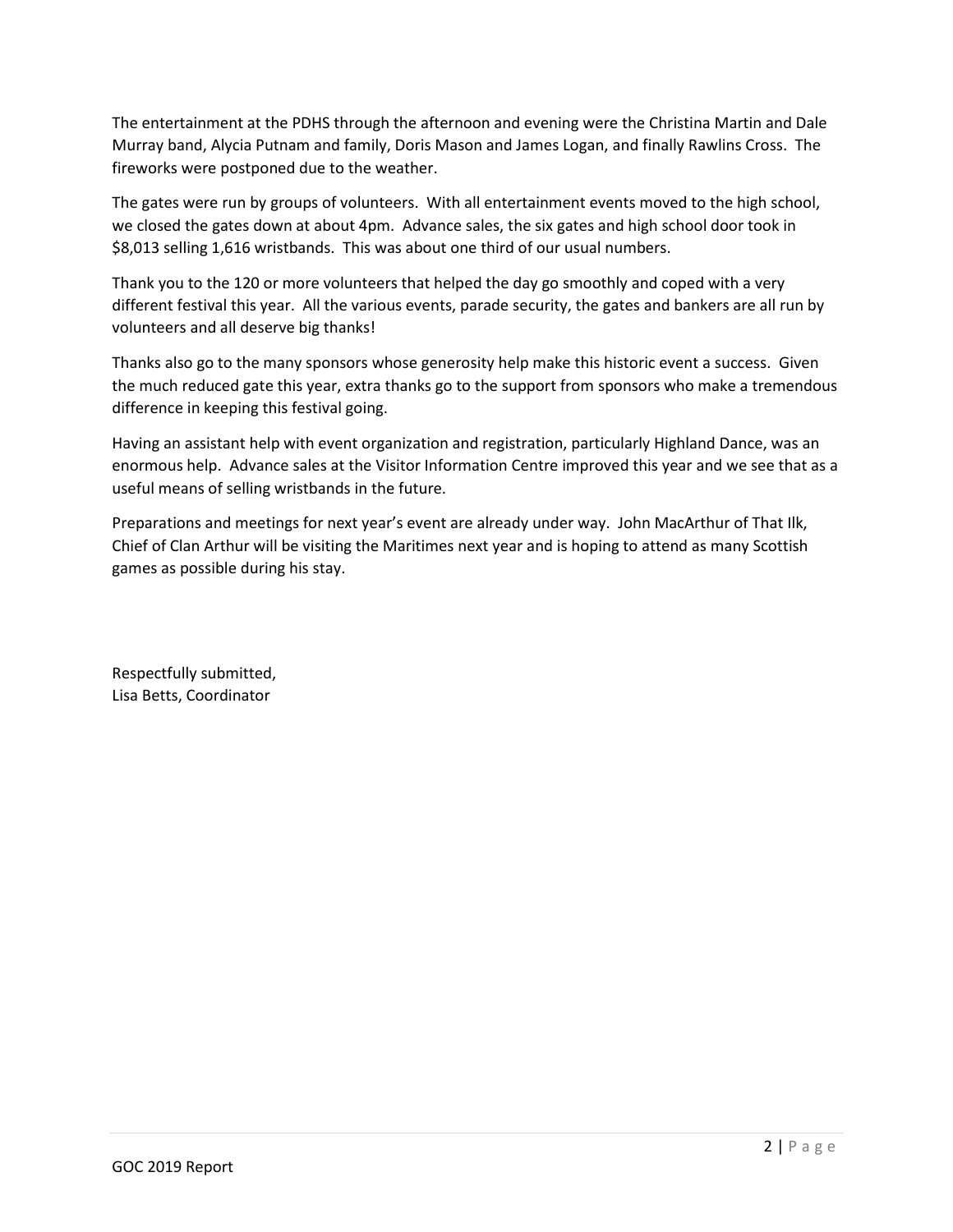The entertainment at the PDHS through the afternoon and evening were the Christina Martin and Dale Murray band, Alycia Putnam and family, Doris Mason and James Logan, and finally Rawlins Cross. The fireworks were postponed due to the weather.

The gates were run by groups of volunteers. With all entertainment events moved to the high school, we closed the gates down at about 4pm. Advance sales, the six gates and high school door took in $8,013 selling 1,616 wristbands. This was about one third of our usual numbers.

Thank you to the 120 or more volunteers that helped the day go smoothly and coped with a very different festival this year. All the various events, parade security, the gates and bankers are all run by volunteers and all deserve big thanks!

Thanks also go to the many sponsors whose generosity help make this historic event a success. Given the much reduced gate this year, extra thanks go to the support from sponsors who make a tremendous difference in keeping this festival going.

Having an assistant help with event organization and registration, particularly Highland Dance, was an enormous help. Advance sales at the Visitor Information Centre improved this year and we see that as a useful means of selling wristbands in the future.

Preparations and meetings for next year's event are already under way. John MacArthur of That Ilk, Chief of Clan Arthur will be visiting the Maritimes next year and is hoping to attend as many Scottish games as possible during his stay.

Respectfully submitted,
Lisa Betts, Coordinator